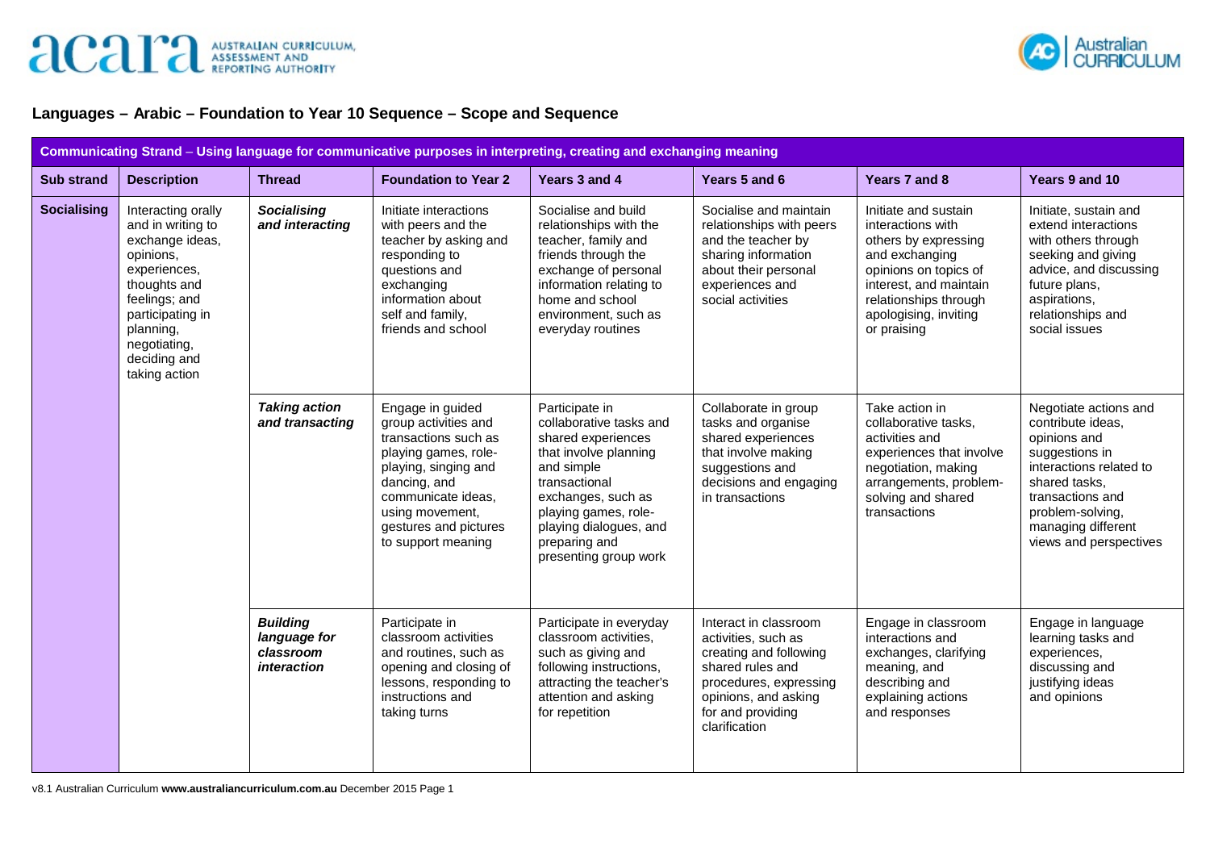## Languages – Arabic – Foundation to Year 10 Sequence – Scope and Sequence

| Communicating Strand – Using language for communicative purposes in interpreting, creating and exchanging meaning | | | | | | | |
|---|---|---|---|---|---|---|---|
| **Sub strand** | **Description** | **Thread** | **Foundation to Year 2** | **Years 3 and 4** | **Years 5 and 6** | **Years 7 and 8** | **Years 9 and 10** |
| **Socialising** | Interacting orally and in writing to exchange ideas, opinions, experiences, thoughts and feelings; and participating in planning, negotiating, deciding and taking action | ***Socialising and interacting*** | Initiate interactions with peers and the teacher by asking and responding to questions and exchanging information about self and family, friends and school | Socialise and build relationships with the teacher, family and friends through the exchange of personal information relating to home and school environment, such as everyday routines | Socialise and maintain relationships with peers and the teacher by sharing information about their personal experiences and social activities | Initiate and sustain interactions with others by expressing and exchanging opinions on topics of interest, and maintain relationships through apologising, inviting or praising | Initiate, sustain and extend interactions with others through seeking and giving advice, and discussing future plans, aspirations, relationships and social issues |
| | | ***Taking action and transacting*** | Engage in guided group activities and transactions such as playing games, role-playing, singing and dancing, and communicate ideas, using movement, gestures and pictures to support meaning | Participate in collaborative tasks and shared experiences that involve planning and simple transactional exchanges, such as playing games, role-playing dialogues, and preparing and presenting group work | Collaborate in group tasks and organise shared experiences that involve making suggestions and decisions and engaging in transactions | Take action in collaborative tasks, activities and experiences that involve negotiation, making arrangements, problem-solving and shared transactions | Negotiate actions and contribute ideas, opinions and suggestions in interactions related to shared tasks, transactions and problem-solving, managing different views and perspectives |
| | | ***Building language for classroom interaction*** | Participate in classroom activities and routines, such as opening and closing of lessons, responding to instructions and taking turns | Participate in everyday classroom activities, such as giving and following instructions, attracting the teacher's attention and asking for repetition | Interact in classroom activities, such as creating and following shared rules and procedures, expressing opinions, and asking for and providing clarification | Engage in classroom interactions and exchanges, clarifying meaning, and describing and explaining actions and responses | Engage in language learning tasks and experiences, discussing and justifying ideas and opinions |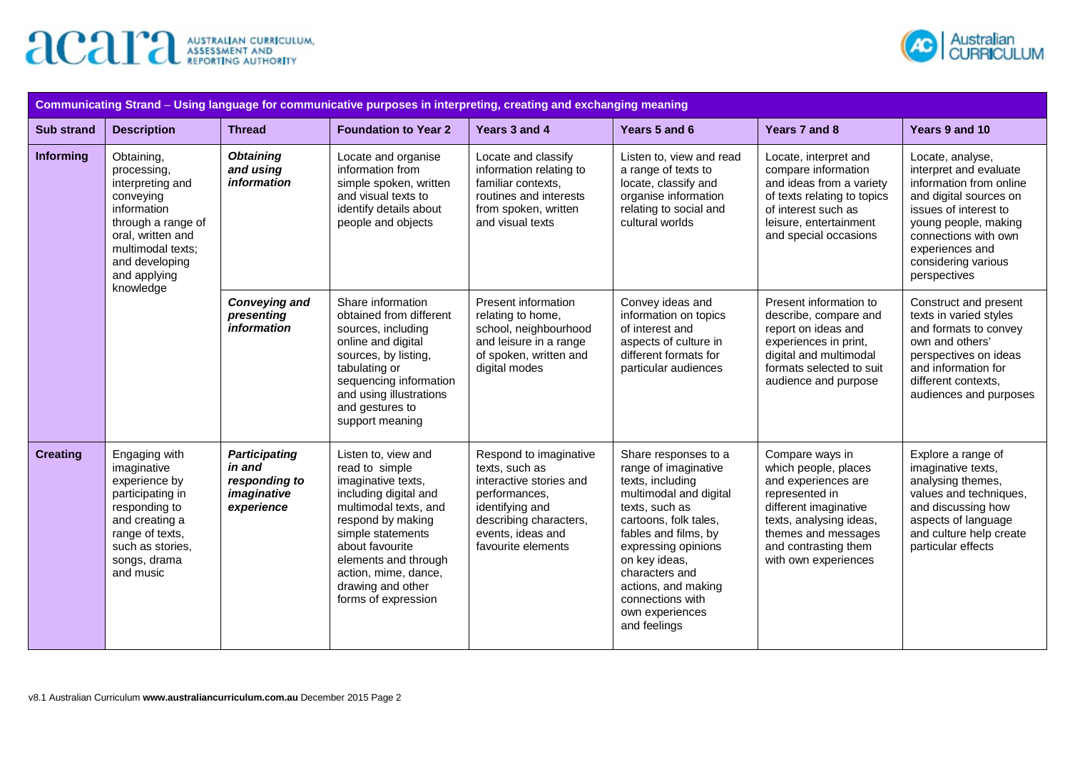| Communicating Strand – Using language for communicative purposes in interpreting, creating and exchanging meaning | | | | | | | |
|---|---|---|---|---|---|---|---|
| **Sub strand** | **Description** | **Thread** | **Foundation to Year 2** | **Years 3 and 4** | **Years 5 and 6** | **Years 7 and 8** | **Years 9 and 10** |
| **Informing** | Obtaining, processing, interpreting and conveying information through a range of oral, written and multimodal texts; and developing and applying knowledge | ***Obtaining and using information*** | Locate and organise information from simple spoken, written and visual texts to identify details about people and objects | Locate and classify information relating to familiar contexts, routines and interests from spoken, written and visual texts | Listen to, view and read a range of texts to locate, classify and organise information relating to social and cultural worlds | Locate, interpret and compare information and ideas from a variety of texts relating to topics of interest such as leisure, entertainment and special occasions | Locate, analyse, interpret and evaluate information from online and digital sources on issues of interest to young people, making connections with own experiences and considering various perspectives |
| | | ***Conveying and presenting information*** | Share information obtained from different sources, including online and digital sources, by listing, tabulating or sequencing information and using illustrations and gestures to support meaning | Present information relating to home, school, neighbourhood and leisure in a range of spoken, written and digital modes | Convey ideas and information on topics of interest and aspects of culture in different formats for particular audiences | Present information to describe, compare and report on ideas and experiences in print, digital and multimodal formats selected to suit audience and purpose | Construct and present texts in varied styles and formats to convey own and others' perspectives on ideas and information for different contexts, audiences and purposes |
| **Creating** | Engaging with imaginative experience by participating in responding to and creating a range of texts, such as stories, songs, drama and music | ***Participating in and responding to imaginative experience*** | Listen to, view and read to simple imaginative texts, including digital and multimodal texts, and respond by making simple statements about favourite elements and through action, mime, dance, drawing and other forms of expression | Respond to imaginative texts, such as interactive stories and performances, identifying and describing characters, events, ideas and favourite elements | Share responses to a range of imaginative texts, including multimodal and digital texts, such as cartoons, folk tales, fables and films, by expressing opinions on key ideas, characters and actions, and making connections with own experiences and feelings | Compare ways in which people, places and experiences are represented in different imaginative texts, analysing ideas, themes and messages and contrasting them with own experiences | Explore a range of imaginative texts, analysing themes, values and techniques, and discussing how aspects of language and culture help create particular effects |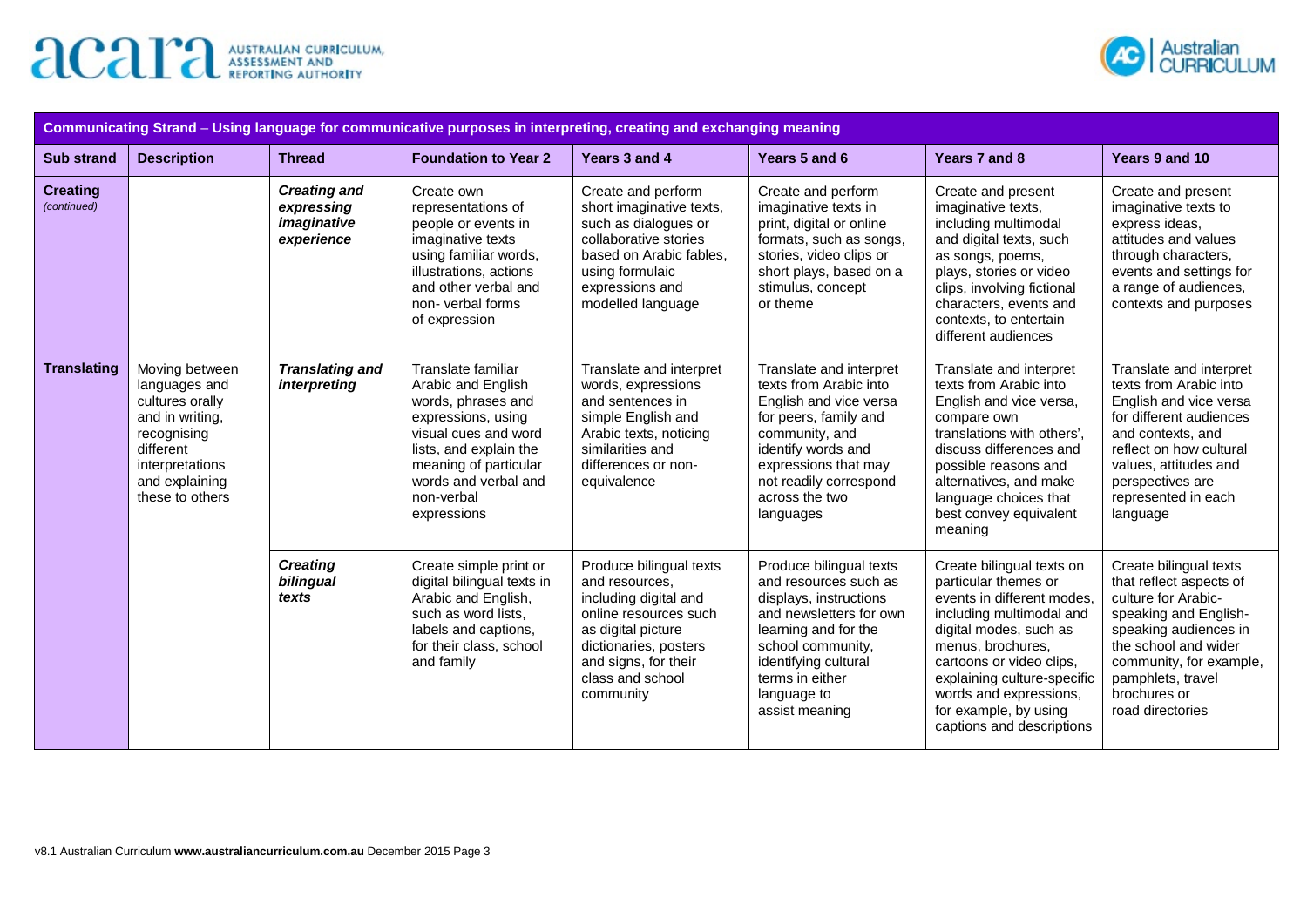| Communicating Strand – Using language for communicative purposes in interpreting, creating and exchanging meaning | | | | | | | |
|---|---|---|---|---|---|---|---|
| **Sub strand** | **Description** | **Thread** | **Foundation to Year 2** | **Years 3 and 4** | **Years 5 and 6** | **Years 7 and 8** | **Years 9 and 10** |
| **Creating** *(continued)* | | ***Creating and expressing imaginative experience*** | Create own representations of people or events in imaginative texts using familiar words, illustrations, actions and other verbal and non- verbal forms of expression | Create and perform short imaginative texts, such as dialogues or collaborative stories based on Arabic fables, using formulaic expressions and modelled language | Create and perform imaginative texts in print, digital or online formats, such as songs, stories, video clips or short plays, based on a stimulus, concept or theme | Create and present imaginative texts, including multimodal and digital texts, such as songs, poems, plays, stories or video clips, involving fictional characters, events and contexts, to entertain different audiences | Create and present imaginative texts to express ideas, attitudes and values through characters, events and settings for a range of audiences, contexts and purposes |
| **Translating** | Moving between languages and cultures orally and in writing, recognising different interpretations and explaining these to others | ***Translating and interpreting*** | Translate familiar Arabic and English words, phrases and expressions, using visual cues and word lists, and explain the meaning of particular words and verbal and non-verbal expressions | Translate and interpret words, expressions and sentences in simple English and Arabic texts, noticing similarities and differences or non-equivalence | Translate and interpret texts from Arabic into English and vice versa for peers, family and community, and identify words and expressions that may not readily correspond across the two languages | Translate and interpret texts from Arabic into English and vice versa, compare own translations with others', discuss differences and possible reasons and alternatives, and make language choices that best convey equivalent meaning | Translate and interpret texts from Arabic into English and vice versa for different audiences and contexts, and reflect on how cultural values, attitudes and perspectives are represented in each language |
| | | ***Creating bilingual texts*** | Create simple print or digital bilingual texts in Arabic and English, such as word lists, labels and captions, for their class, school and family | Produce bilingual texts and resources, including digital and online resources such as digital picture dictionaries, posters and signs, for their class and school community | Produce bilingual texts and resources such as displays, instructions and newsletters for own learning and for the school community, identifying cultural terms in either language to assist meaning | Create bilingual texts on particular themes or events in different modes, including multimodal and digital modes, such as menus, brochures, cartoons or video clips, explaining culture-specific words and expressions, for example, by using captions and descriptions | Create bilingual texts that reflect aspects of culture for Arabic-speaking and English-speaking audiences in the school and wider community, for example, pamphlets, travel brochures or road directories |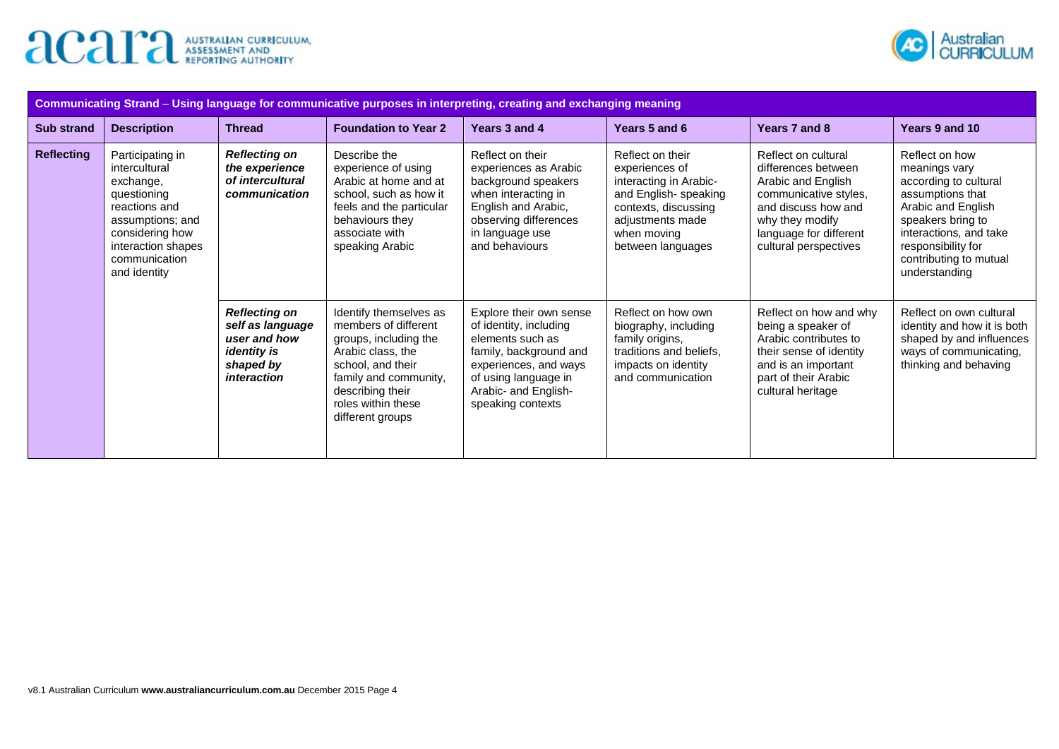| Communicating Strand – Using language for communicative purposes in interpreting, creating and exchanging meaning | | | | | | | |
|---|---|---|---|---|---|---|---|
| **Sub strand** | **Description** | **Thread** | **Foundation to Year 2** | **Years 3 and 4** | **Years 5 and 6** | **Years 7 and 8** | **Years 9 and 10** |
| **Reflecting** | Participating in intercultural exchange, questioning reactions and assumptions; and considering how interaction shapes communication and identity | ***Reflecting on the experience of intercultural communication*** | Describe the experience of using Arabic at home and at school, such as how it feels and the particular behaviours they associate with speaking Arabic | Reflect on their experiences as Arabic background speakers when interacting in English and Arabic, observing differences in language use and behaviours | Reflect on their experiences of interacting in Arabic- and English- speaking contexts, discussing adjustments made when moving between languages | Reflect on cultural differences between Arabic and English communicative styles, and discuss how and why they modify language for different cultural perspectives | Reflect on how meanings vary according to cultural assumptions that Arabic and English speakers bring to interactions, and take responsibility for contributing to mutual understanding |
| | | ***Reflecting on self as language user and how identity is shaped by interaction*** | Identify themselves as members of different groups, including the Arabic class, the school, and their family and community, describing their roles within these different groups | Explore their own sense of identity, including elements such as family, background and experiences, and ways of using language in Arabic- and English-speaking contexts | Reflect on how own biography, including family origins, traditions and beliefs, impacts on identity and communication | Reflect on how and why being a speaker of Arabic contributes to their sense of identity and is an important part of their Arabic cultural heritage | Reflect on own cultural identity and how it is both shaped by and influences ways of communicating, thinking and behaving |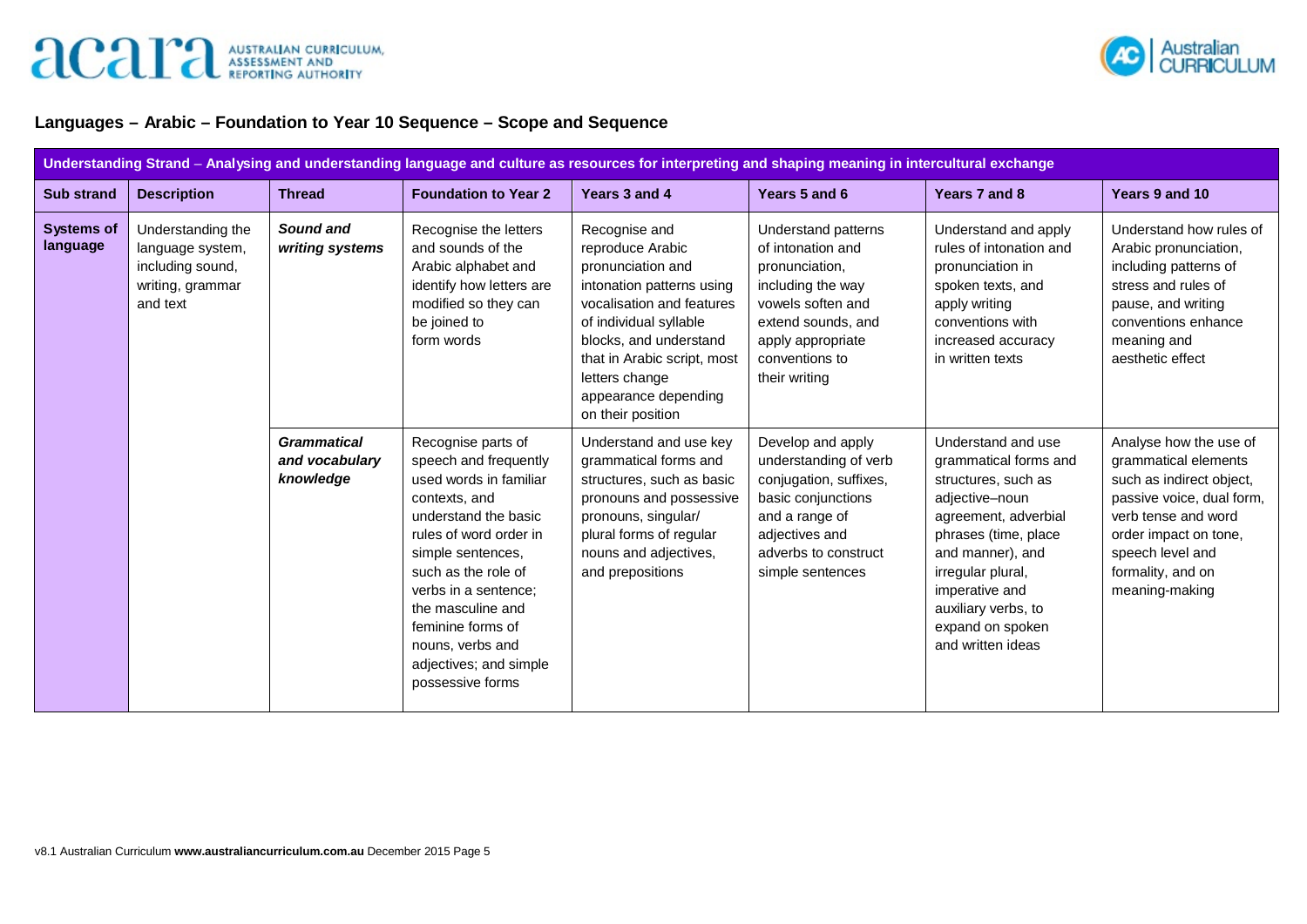## Languages – Arabic – Foundation to Year 10 Sequence – Scope and Sequence

| Understanding Strand – Analysing and understanding language and culture as resources for interpreting and shaping meaning in intercultural exchange | | | | | | | |
|---|---|---|---|---|---|---|---|
| **Sub strand** | **Description** | **Thread** | **Foundation to Year 2** | **Years 3 and 4** | **Years 5 and 6** | **Years 7 and 8** | **Years 9 and 10** |
| **Systems of language** | Understanding the language system, including sound, writing, grammar and text | ***Sound and writing systems*** | Recognise the letters and sounds of the Arabic alphabet and identify how letters are modified so they can be joined to form words | Recognise and reproduce Arabic pronunciation and intonation patterns using vocalisation and features of individual syllable blocks, and understand that in Arabic script, most letters change appearance depending on their position | Understand patterns of intonation and pronunciation, including the way vowels soften and extend sounds, and apply appropriate conventions to their writing | Understand and apply rules of intonation and pronunciation in spoken texts, and apply writing conventions with increased accuracy in written texts | Understand how rules of Arabic pronunciation, including patterns of stress and rules of pause, and writing conventions enhance meaning and aesthetic effect |
| | | ***Grammatical and vocabulary knowledge*** | Recognise parts of speech and frequently used words in familiar contexts, and understand the basic rules of word order in simple sentences, such as the role of verbs in a sentence; the masculine and feminine forms of nouns, verbs and adjectives; and simple possessive forms | Understand and use key grammatical forms and structures, such as basic pronouns and possessive pronouns, singular/ plural forms of regular nouns and adjectives, and prepositions | Develop and apply understanding of verb conjugation, suffixes, basic conjunctions and a range of adjectives and adverbs to construct simple sentences | Understand and use grammatical forms and structures, such as adjective–noun agreement, adverbial phrases (time, place and manner), and irregular plural, imperative and auxiliary verbs, to expand on spoken and written ideas | Analyse how the use of grammatical elements such as indirect object, passive voice, dual form, verb tense and word order impact on tone, speech level and formality, and on meaning-making |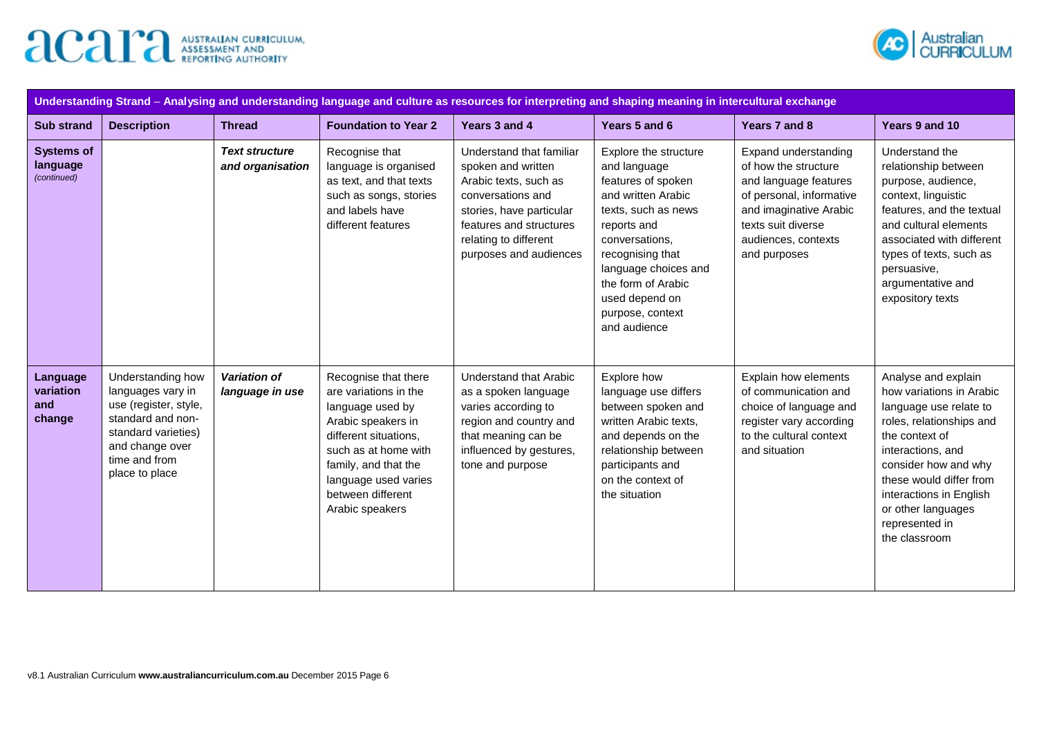| Understanding Strand – Analysing and understanding language and culture as resources for interpreting and shaping meaning in intercultural exchange | | | | | | | |
|---|---|---|---|---|---|---|---|
| **Sub strand** | **Description** | **Thread** | **Foundation to Year 2** | **Years 3 and 4** | **Years 5 and 6** | **Years 7 and 8** | **Years 9 and 10** |
| **Systems of language** *(continued)* | | ***Text structure and organisation*** | Recognise that language is organised as text, and that texts such as songs, stories and labels have different features | Understand that familiar spoken and written Arabic texts, such as conversations and stories, have particular features and structures relating to different purposes and audiences | Explore the structure and language features of spoken and written Arabic texts, such as news reports and conversations, recognising that language choices and the form of Arabic used depend on purpose, context and audience | Expand understanding of how the structure and language features of personal, informative and imaginative Arabic texts suit diverse audiences, contexts and purposes | Understand the relationship between purpose, audience, context, linguistic features, and the textual and cultural elements associated with different types of texts, such as persuasive, argumentative and expository texts |
| **Language variation and change** | Understanding how languages vary in use (register, style, standard and non-standard varieties) and change over time and from place to place | ***Variation of language in use*** | Recognise that there are variations in the language used by Arabic speakers in different situations, such as at home with family, and that the language used varies between different Arabic speakers | Understand that Arabic as a spoken language varies according to region and country and that meaning can be influenced by gestures, tone and purpose | Explore how language use differs between spoken and written Arabic texts, and depends on the relationship between participants and on the context of the situation | Explain how elements of communication and choice of language and register vary according to the cultural context and situation | Analyse and explain how variations in Arabic language use relate to roles, relationships and the context of interactions, and consider how and why these would differ from interactions in English or other languages represented in the classroom |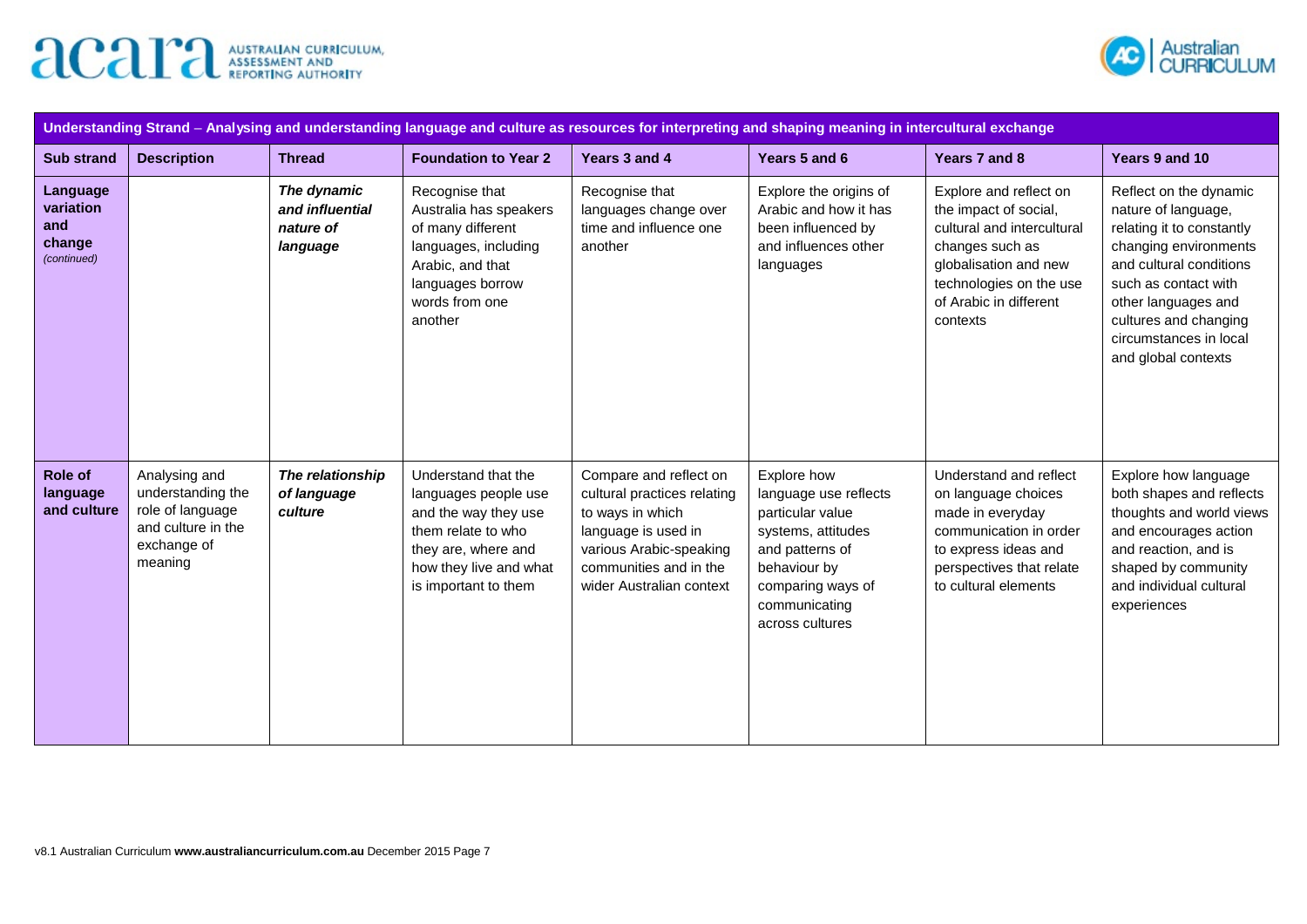| **Understanding Strand – Analysing and understanding language and culture as resources for interpreting and shaping meaning in intercultural exchange** | | | | | | | |
|---|---|---|---|---|---|---|---|
| **Sub strand** | **Description** | **Thread** | **Foundation to Year 2** | **Years 3 and 4** | **Years 5 and 6** | **Years 7 and 8** | **Years 9 and 10** |
| **Language variation and change** *(continued)* | | ***The dynamic and influential nature of language*** | Recognise that Australia has speakers of many different languages, including Arabic, and that languages borrow words from one another | Recognise that languages change over time and influence one another | Explore the origins of Arabic and how it has been influenced by and influences other languages | Explore and reflect on the impact of social, cultural and intercultural changes such as globalisation and new technologies on the use of Arabic in different contexts | Reflect on the dynamic nature of language, relating it to constantly changing environments and cultural conditions such as contact with other languages and cultures and changing circumstances in local and global contexts |
| **Role of language and culture** | Analysing and understanding the role of language and culture in the exchange of meaning | ***The relationship of language culture*** | Understand that the languages people use and the way they use them relate to who they are, where and how they live and what is important to them | Compare and reflect on cultural practices relating to ways in which language is used in various Arabic-speaking communities and in the wider Australian context | Explore how language use reflects particular value systems, attitudes and patterns of behaviour by comparing ways of communicating across cultures | Understand and reflect on language choices made in everyday communication in order to express ideas and perspectives that relate to cultural elements | Explore how language both shapes and reflects thoughts and world views and encourages action and reaction, and is shaped by community and individual cultural experiences |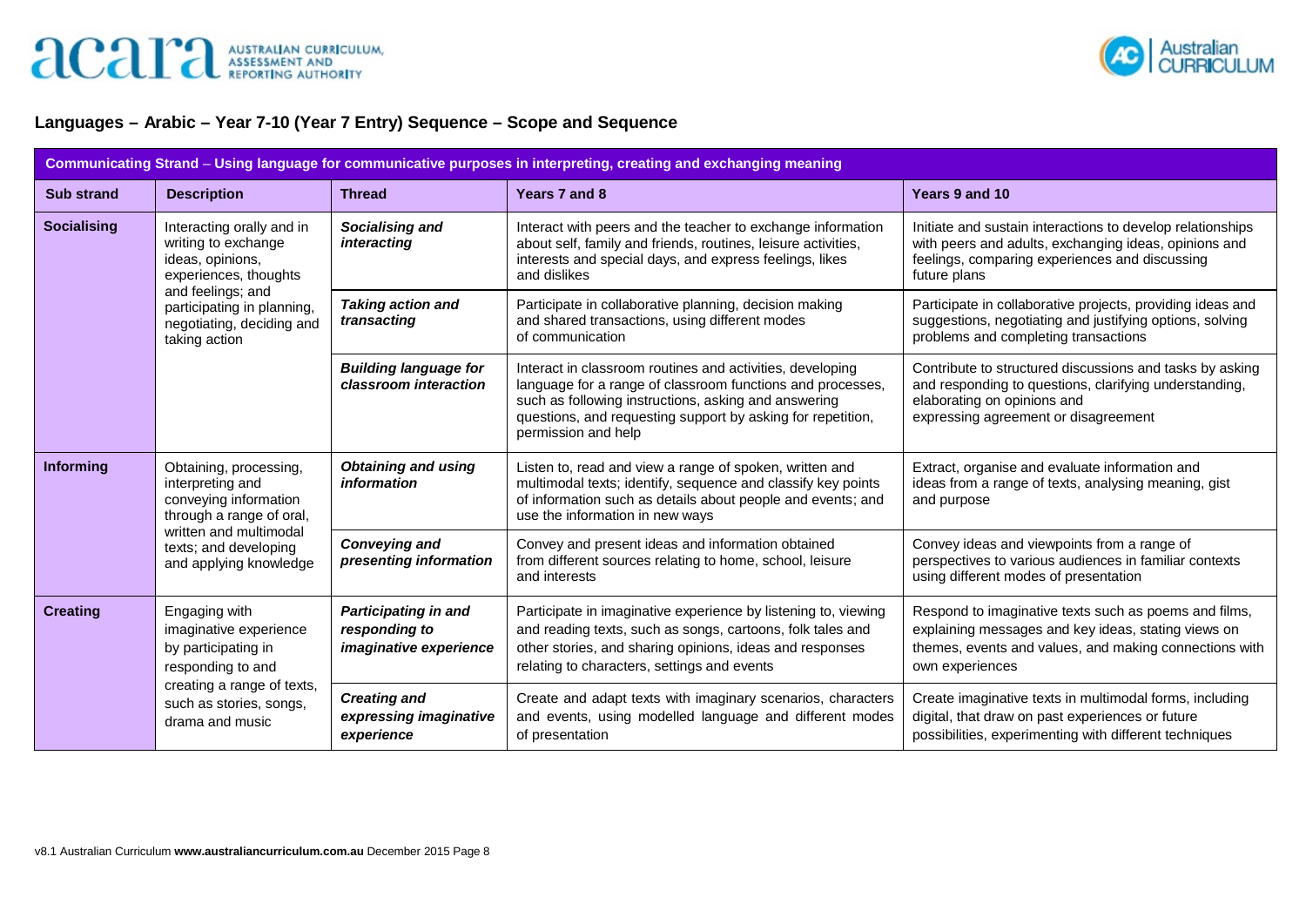## Languages – Arabic – Year 7-10 (Year 7 Entry) Sequence – Scope and Sequence

| Communicating Strand – Using language for communicative purposes in interpreting, creating and exchanging meaning | | | | |
|---|---|---|---|---|
| **Sub strand** | **Description** | **Thread** | **Years 7 and 8** | **Years 9 and 10** |
| **Socialising** | Interacting orally and in writing to exchange ideas, opinions, experiences, thoughts and feelings; and participating in planning, negotiating, deciding and taking action | ***Socialising and interacting*** | Interact with peers and the teacher to exchange information about self, family and friends, routines, leisure activities, interests and special days, and express feelings, likes and dislikes | Initiate and sustain interactions to develop relationships with peers and adults, exchanging ideas, opinions and feelings, comparing experiences and discussing future plans |
| | | ***Taking action and transacting*** | Participate in collaborative planning, decision making and shared transactions, using different modes of communication | Participate in collaborative projects, providing ideas and suggestions, negotiating and justifying options, solving problems and completing transactions |
| | | ***Building language for classroom interaction*** | Interact in classroom routines and activities, developing language for a range of classroom functions and processes, such as following instructions, asking and answering questions, and requesting support by asking for repetition, permission and help | Contribute to structured discussions and tasks by asking and responding to questions, clarifying understanding, elaborating on opinions and expressing agreement or disagreement |
| **Informing** | Obtaining, processing, interpreting and conveying information through a range of oral, written and multimodal texts; and developing and applying knowledge | ***Obtaining and using information*** | Listen to, read and view a range of spoken, written and multimodal texts; identify, sequence and classify key points of information such as details about people and events; and use the information in new ways | Extract, organise and evaluate information and ideas from a range of texts, analysing meaning, gist and purpose |
| | | ***Conveying and presenting information*** | Convey and present ideas and information obtained from different sources relating to home, school, leisure and interests | Convey ideas and viewpoints from a range of perspectives to various audiences in familiar contexts using different modes of presentation |
| **Creating** | Engaging with imaginative experience by participating in responding to and creating a range of texts, such as stories, songs, drama and music | ***Participating in and responding to imaginative experience*** | Participate in imaginative experience by listening to, viewing and reading texts, such as songs, cartoons, folk tales and other stories, and sharing opinions, ideas and responses relating to characters, settings and events | Respond to imaginative texts such as poems and films, explaining messages and key ideas, stating views on themes, events and values, and making connections with own experiences |
| | | ***Creating and expressing imaginative experience*** | Create and adapt texts with imaginary scenarios, characters and events, using modelled language and different modes of presentation | Create imaginative texts in multimodal forms, including digital, that draw on past experiences or future possibilities, experimenting with different techniques |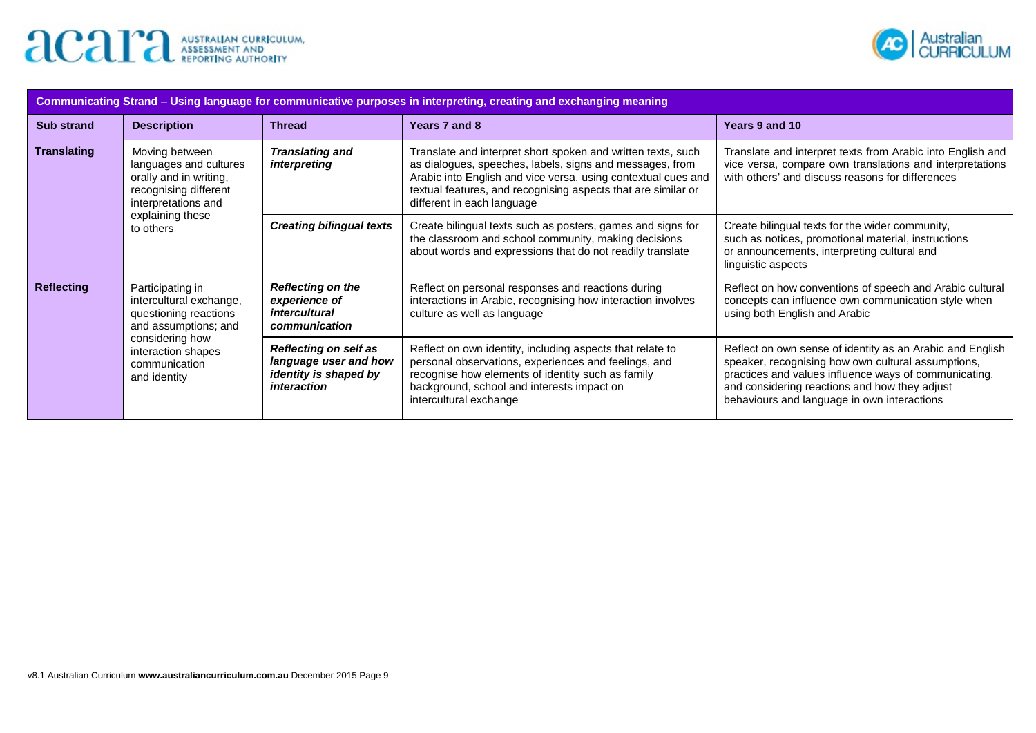| Communicating Strand – Using language for communicative purposes in interpreting, creating and exchanging meaning | | | | |
|---|---|---|---|---|
| **Sub strand** | **Description** | **Thread** | **Years 7 and 8** | **Years 9 and 10** |
| **Translating** | Moving between languages and cultures orally and in writing, recognising different interpretations and explaining these to others | ***Translating and interpreting*** | Translate and interpret short spoken and written texts, such as dialogues, speeches, labels, signs and messages, from Arabic into English and vice versa, using contextual cues and textual features, and recognising aspects that are similar or different in each language | Translate and interpret texts from Arabic into English and vice versa, compare own translations and interpretations with others' and discuss reasons for differences |
| | | ***Creating bilingual texts*** | Create bilingual texts such as posters, games and signs for the classroom and school community, making decisions about words and expressions that do not readily translate | Create bilingual texts for the wider community, such as notices, promotional material, instructions or announcements, interpreting cultural and linguistic aspects |
| **Reflecting** | Participating in intercultural exchange, questioning reactions and assumptions; and considering how interaction shapes communication and identity | ***Reflecting on the experience of intercultural communication*** | Reflect on personal responses and reactions during interactions in Arabic, recognising how interaction involves culture as well as language | Reflect on how conventions of speech and Arabic cultural concepts can influence own communication style when using both English and Arabic |
| | | ***Reflecting on self as language user and how identity is shaped by interaction*** | Reflect on own identity, including aspects that relate to personal observations, experiences and feelings, and recognise how elements of identity such as family background, school and interests impact on intercultural exchange | Reflect on own sense of identity as an Arabic and English speaker, recognising how own cultural assumptions, practices and values influence ways of communicating, and considering reactions and how they adjust behaviours and language in own interactions |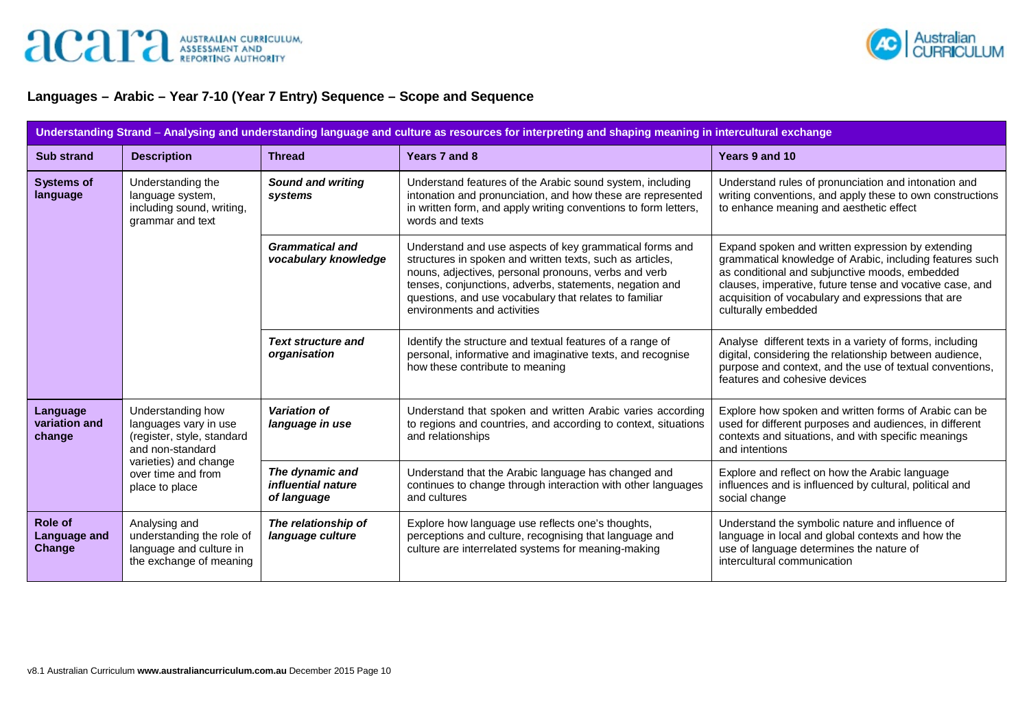## Languages – Arabic – Year 7-10 (Year 7 Entry) Sequence – Scope and Sequence

| Understanding Strand – Analysing and understanding language and culture as resources for interpreting and shaping meaning in intercultural exchange | | | | |
|---|---|---|---|---|
| **Sub strand** | **Description** | **Thread** | **Years 7 and 8** | **Years 9 and 10** |
| **Systems of language** | Understanding the language system, including sound, writing, grammar and text | ***Sound and writing systems*** | Understand features of the Arabic sound system, including intonation and pronunciation, and how these are represented in written form, and apply writing conventions to form letters, words and texts | Understand rules of pronunciation and intonation and writing conventions, and apply these to own constructions to enhance meaning and aesthetic effect |
| | | ***Grammatical and vocabulary knowledge*** | Understand and use aspects of key grammatical forms and structures in spoken and written texts, such as articles, nouns, adjectives, personal pronouns, verbs and verb tenses, conjunctions, adverbs, statements, negation and questions, and use vocabulary that relates to familiar environments and activities | Expand spoken and written expression by extending grammatical knowledge of Arabic, including features such as conditional and subjunctive moods, embedded clauses, imperative, future tense and vocative case, and acquisition of vocabulary and expressions that are culturally embedded |
| | | ***Text structure and organisation*** | Identify the structure and textual features of a range of personal, informative and imaginative texts, and recognise how these contribute to meaning | Analyse different texts in a variety of forms, including digital, considering the relationship between audience, purpose and context, and the use of textual conventions, features and cohesive devices |
| **Language variation and change** | Understanding how languages vary in use (register, style, standard and non-standard varieties) and change over time and from place to place | ***Variation of language in use*** | Understand that spoken and written Arabic varies according to regions and countries, and according to context, situations and relationships | Explore how spoken and written forms of Arabic can be used for different purposes and audiences, in different contexts and situations, and with specific meanings and intentions |
| | | ***The dynamic and influential nature of language*** | Understand that the Arabic language has changed and continues to change through interaction with other languages and cultures | Explore and reflect on how the Arabic language influences and is influenced by cultural, political and social change |
| **Role of Language and Change** | Analysing and understanding the role of language and culture in the exchange of meaning | ***The relationship of language culture*** | Explore how language use reflects one's thoughts, perceptions and culture, recognising that language and culture are interrelated systems for meaning-making | Understand the symbolic nature and influence of language in local and global contexts and how the use of language determines the nature of intercultural communication |